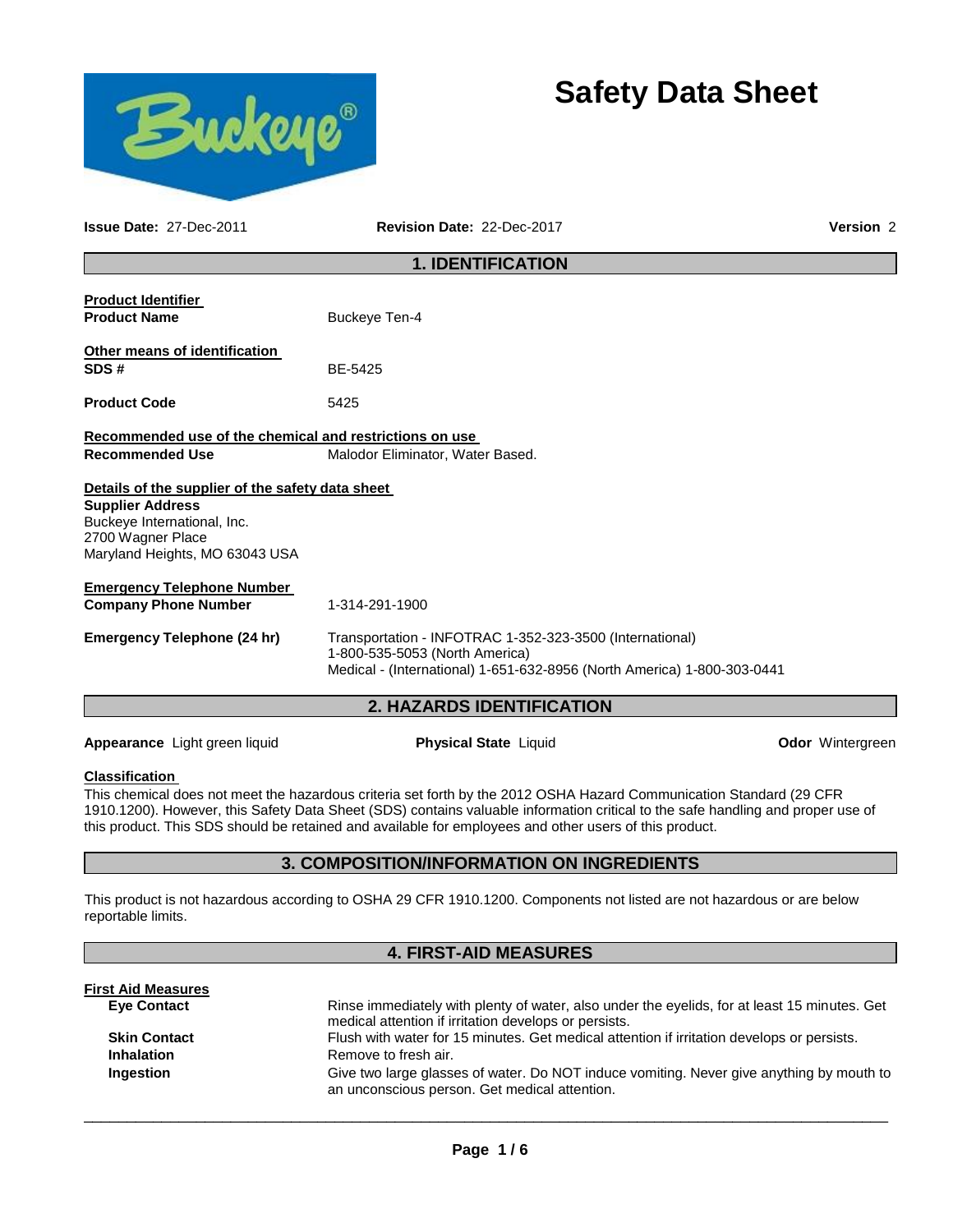# Safety Data Sheet

**Issue Date:** 27-Dec-2011 **Revision Date:** 22-Dec-2017 **Version** 2

## 1. IDENTIFICATION

**Product Identifier**

**Product Name** Buckeye Ten-4

**Other means of identification**

**SDS #** BE-5425

**Product Code** 5425

**Recommended use of the chemical and restrictions on use**

**Recommended Use** Malodor Eliminator, Water Based.

**Details of the supplier of the safety data sheet**

**Supplier Address**
Buckeye International, Inc.
2700 Wagner Place
Maryland Heights, MO 63043 USA

**Emergency Telephone Number**

**Company Phone Number** 1-314-291-1900

**Emergency Telephone (24 hr)** Transportation - INFOTRAC 1-352-323-3500 (International)
1-800-535-5053 (North America)
Medical - (International) 1-651-632-8956 (North America) 1-800-303-0441

## 2. HAZARDS IDENTIFICATION

**Appearance** Light green liquid **Physical State** Liquid **Odor** Wintergreen

**Classification**

This chemical does not meet the hazardous criteria set forth by the 2012 OSHA Hazard Communication Standard (29 CFR 1910.1200). However, this Safety Data Sheet (SDS) contains valuable information critical to the safe handling and proper use of this product. This SDS should be retained and available for employees and other users of this product.

## 3. COMPOSITION/INFORMATION ON INGREDIENTS

This product is not hazardous according to OSHA 29 CFR 1910.1200. Components not listed are not hazardous or are below reportable limits.

## 4. FIRST-AID MEASURES

**First Aid Measures**

**Eye Contact** Rinse immediately with plenty of water, also under the eyelids, for at least 15 minutes. Get medical attention if irritation develops or persists.

**Skin Contact** Flush with water for 15 minutes. Get medical attention if irritation develops or persists.

**Inhalation** Remove to fresh air.

**Ingestion** Give two large glasses of water. Do NOT induce vomiting. Never give anything by mouth to an unconscious person. Get medical attention.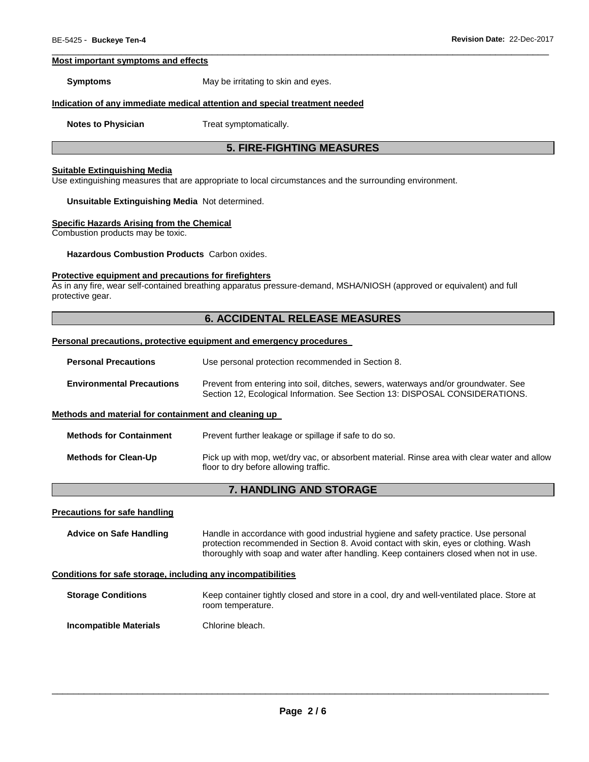**Most important symptoms and effects**

**Symptoms** May be irritating to skin and eyes.

**Indication of any immediate medical attention and special treatment needed**

**Notes to Physician** Treat symptomatically.

## 5. FIRE-FIGHTING MEASURES

**Suitable Extinguishing Media**

Use extinguishing measures that are appropriate to local circumstances and the surrounding environment.

**Unsuitable Extinguishing Media** Not determined.

**Specific Hazards Arising from the Chemical**

Combustion products may be toxic.

**Hazardous Combustion Products** Carbon oxides.

**Protective equipment and precautions for firefighters**

As in any fire, wear self-contained breathing apparatus pressure-demand, MSHA/NIOSH (approved or equivalent) and full protective gear.

## 6. ACCIDENTAL RELEASE MEASURES

**Personal precautions, protective equipment and emergency procedures**

**Personal Precautions** Use personal protection recommended in Section 8.

**Environmental Precautions** Prevent from entering into soil, ditches, sewers, waterways and/or groundwater. See Section 12, Ecological Information. See Section 13: DISPOSAL CONSIDERATIONS.

**Methods and material for containment and cleaning up**

**Methods for Containment** Prevent further leakage or spillage if safe to do so.

**Methods for Clean-Up** Pick up with mop, wet/dry vac, or absorbent material. Rinse area with clear water and allow floor to dry before allowing traffic.

## 7. HANDLING AND STORAGE

**Precautions for safe handling**

**Advice on Safe Handling** Handle in accordance with good industrial hygiene and safety practice. Use personal protection recommended in Section 8. Avoid contact with skin, eyes or clothing. Wash thoroughly with soap and water after handling. Keep containers closed when not in use.

**Conditions for safe storage, including any incompatibilities**

**Storage Conditions** Keep container tightly closed and store in a cool, dry and well-ventilated place. Store at room temperature.

**Incompatible Materials** Chlorine bleach.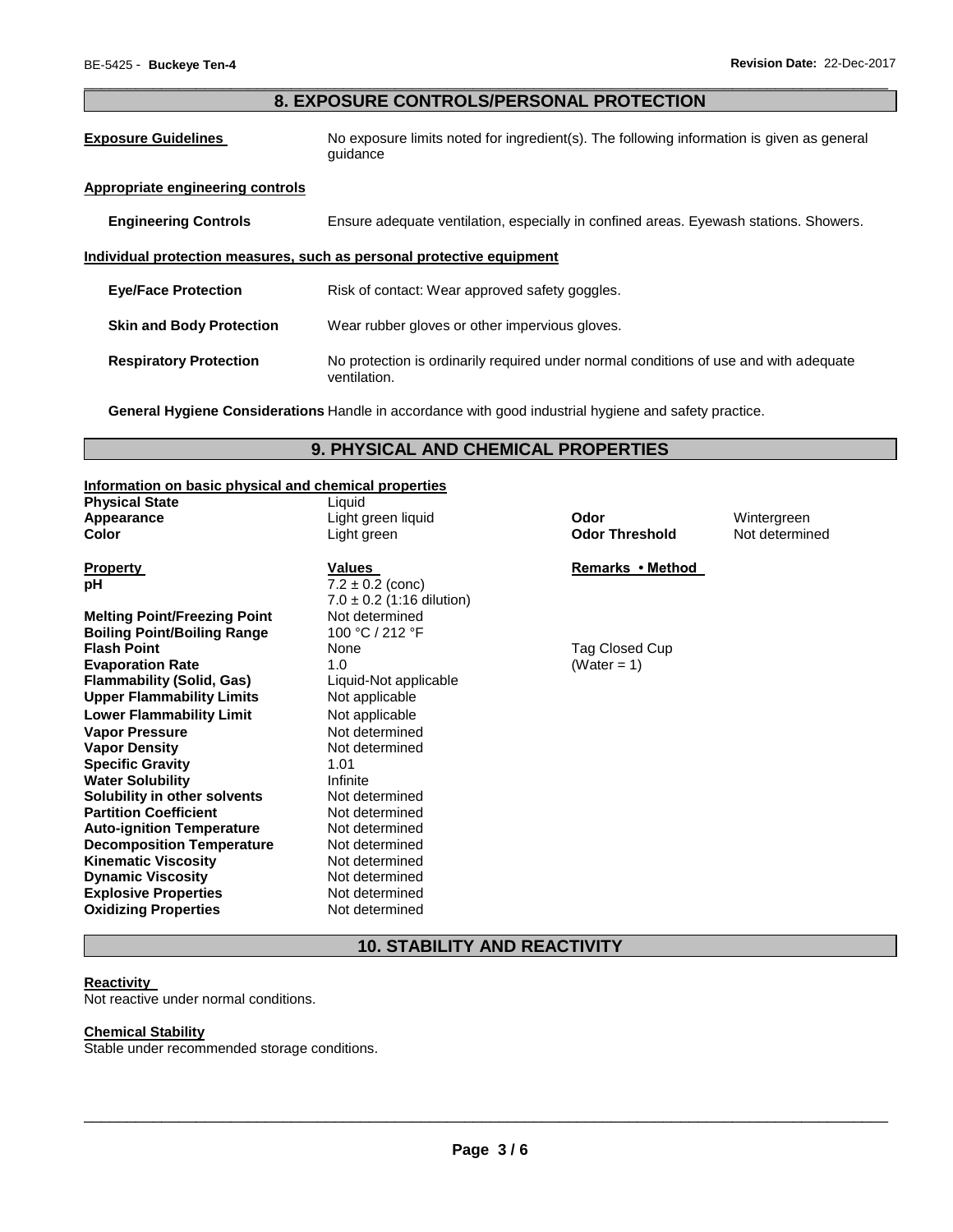## 8. EXPOSURE CONTROLS/PERSONAL PROTECTION

**Exposure Guidelines** No exposure limits noted for ingredient(s). The following information is given as general guidance

**Appropriate engineering controls**

**Engineering Controls** Ensure adequate ventilation, especially in confined areas. Eyewash stations. Showers.

**Individual protection measures, such as personal protective equipment**

**Eye/Face Protection** Risk of contact: Wear approved safety goggles.

**Skin and Body Protection** Wear rubber gloves or other impervious gloves.

**Respiratory Protection** No protection is ordinarily required under normal conditions of use and with adequate ventilation.

**General Hygiene Considerations** Handle in accordance with good industrial hygiene and safety practice.

## 9. PHYSICAL AND CHEMICAL PROPERTIES

**Information on basic physical and chemical properties**

| | | | |
|---|---|---|---|
| **Physical State** | Liquid | | |
| **Appearance** | Light green liquid | **Odor** | Wintergreen |
| **Color** | Light green | **Odor Threshold** | Not determined |

| **Property** | **Values** | **Remarks • Method** |
|---|---|---|
| **pH** | 7.2 ± 0.2 (conc)<br>7.0 ± 0.2 (1:16 dilution) | |
| **Melting Point/Freezing Point** | Not determined | |
| **Boiling Point/Boiling Range** | 100 °C / 212 °F | |
| **Flash Point** | None | Tag Closed Cup |
| **Evaporation Rate** | 1.0 | (Water = 1) |
| **Flammability (Solid, Gas)** | Liquid-Not applicable | |
| **Upper Flammability Limits** | Not applicable | |
| **Lower Flammability Limit** | Not applicable | |
| **Vapor Pressure** | Not determined | |
| **Vapor Density** | Not determined | |
| **Specific Gravity** | 1.01 | |
| **Water Solubility** | Infinite | |
| **Solubility in other solvents** | Not determined | |
| **Partition Coefficient** | Not determined | |
| **Auto-ignition Temperature** | Not determined | |
| **Decomposition Temperature** | Not determined | |
| **Kinematic Viscosity** | Not determined | |
| **Dynamic Viscosity** | Not determined | |
| **Explosive Properties** | Not determined | |
| **Oxidizing Properties** | Not determined | |

## 10. STABILITY AND REACTIVITY

**Reactivity**

Not reactive under normal conditions.

**Chemical Stability**

Stable under recommended storage conditions.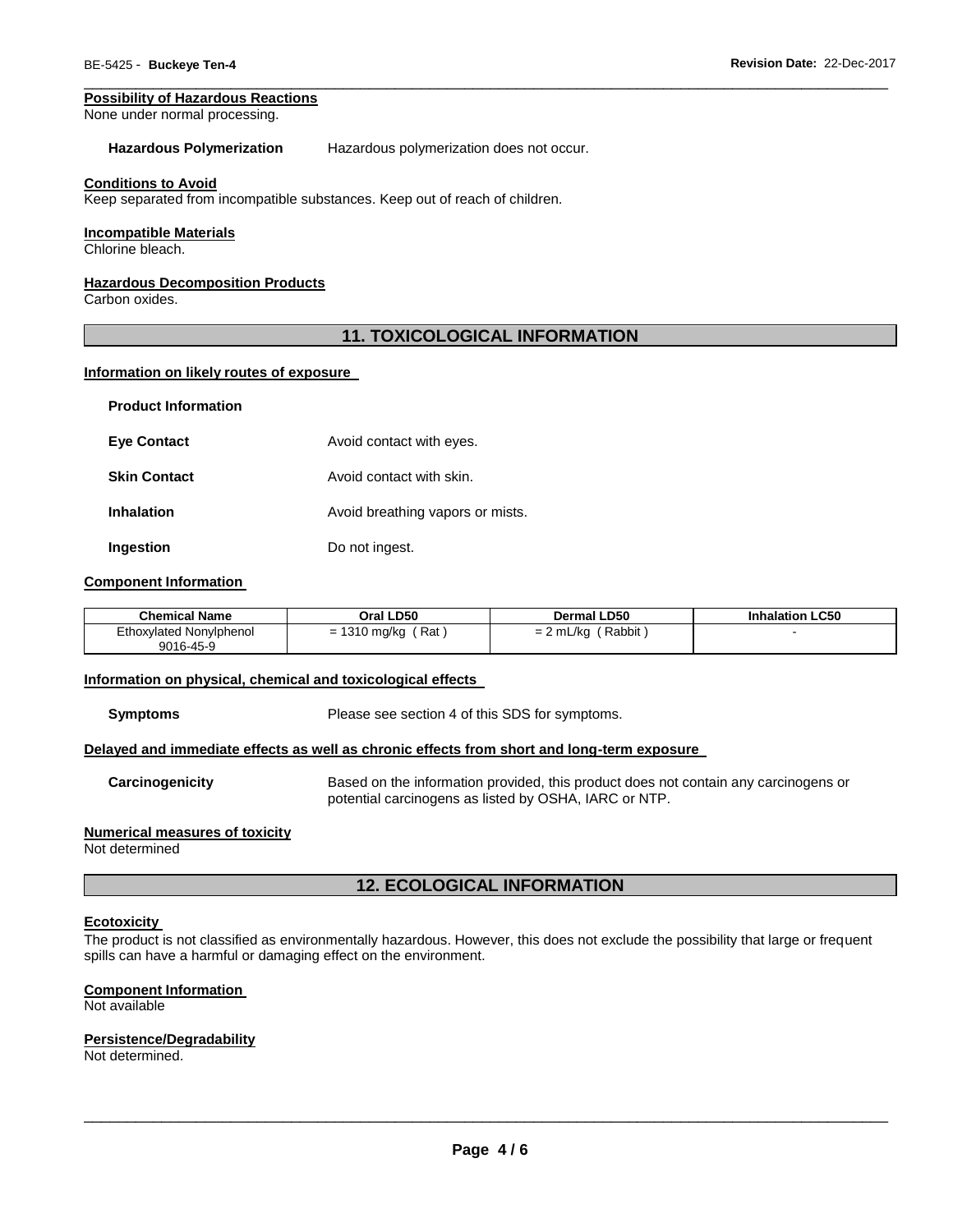#### Possibility of Hazardous Reactions

None under normal processing.

**Hazardous Polymerization** Hazardous polymerization does not occur.

#### Conditions to Avoid

Keep separated from incompatible substances. Keep out of reach of children.

#### Incompatible Materials

Chlorine bleach.

#### Hazardous Decomposition Products

Carbon oxides.

## 11. TOXICOLOGICAL INFORMATION

#### Information on likely routes of exposure

**Product Information**

**Eye Contact** Avoid contact with eyes.

**Skin Contact** Avoid contact with skin.

**Inhalation** Avoid breathing vapors or mists.

**Ingestion** Do not ingest.

#### Component Information

| Chemical Name | Oral LD50 | Dermal LD50 | Inhalation LC50 |
|---|---|---|---|
| Ethoxylated Nonylphenol 9016-45-9 | = 1310 mg/kg ( Rat ) | = 2 mL/kg ( Rabbit ) | - |

#### Information on physical, chemical and toxicological effects

**Symptoms** Please see section 4 of this SDS for symptoms.

#### Delayed and immediate effects as well as chronic effects from short and long-term exposure

**Carcinogenicity** Based on the information provided, this product does not contain any carcinogens or potential carcinogens as listed by OSHA, IARC or NTP.

#### Numerical measures of toxicity

Not determined

## 12. ECOLOGICAL INFORMATION

#### Ecotoxicity

The product is not classified as environmentally hazardous. However, this does not exclude the possibility that large or frequent spills can have a harmful or damaging effect on the environment.

#### Component Information

Not available

#### Persistence/Degradability

Not determined.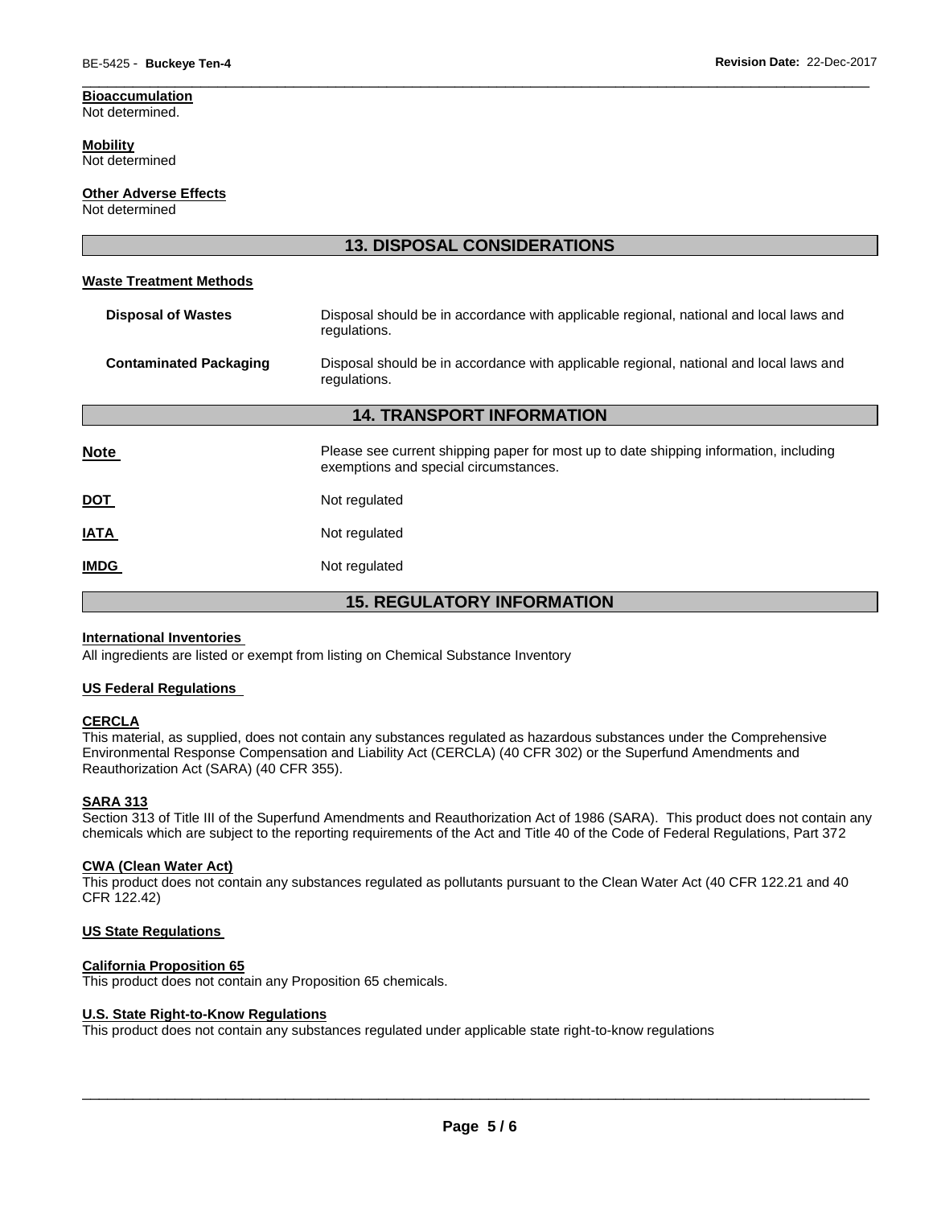**Bioaccumulation**
Not determined.

**Mobility**
Not determined

**Other Adverse Effects**
Not determined

## 13. DISPOSAL CONSIDERATIONS

**Waste Treatment Methods**

| | |
|---|---|
| **Disposal of Wastes** | Disposal should be in accordance with applicable regional, national and local laws and regulations. |
| **Contaminated Packaging** | Disposal should be in accordance with applicable regional, national and local laws and regulations. |

## 14. TRANSPORT INFORMATION

| | |
|---|---|
| **Note** | Please see current shipping paper for most up to date shipping information, including exemptions and special circumstances. |
| **DOT** | Not regulated |
| **IATA** | Not regulated |
| **IMDG** | Not regulated |

## 15. REGULATORY INFORMATION

**International Inventories**
All ingredients are listed or exempt from listing on Chemical Substance Inventory

**US Federal Regulations**

**CERCLA**
This material, as supplied, does not contain any substances regulated as hazardous substances under the Comprehensive Environmental Response Compensation and Liability Act (CERCLA) (40 CFR 302) or the Superfund Amendments and Reauthorization Act (SARA) (40 CFR 355).

**SARA 313**
Section 313 of Title III of the Superfund Amendments and Reauthorization Act of 1986 (SARA). This product does not contain any chemicals which are subject to the reporting requirements of the Act and Title 40 of the Code of Federal Regulations, Part 372

**CWA (Clean Water Act)**
This product does not contain any substances regulated as pollutants pursuant to the Clean Water Act (40 CFR 122.21 and 40 CFR 122.42)

**US State Regulations**

**California Proposition 65**
This product does not contain any Proposition 65 chemicals.

**U.S. State Right-to-Know Regulations**
This product does not contain any substances regulated under applicable state right-to-know regulations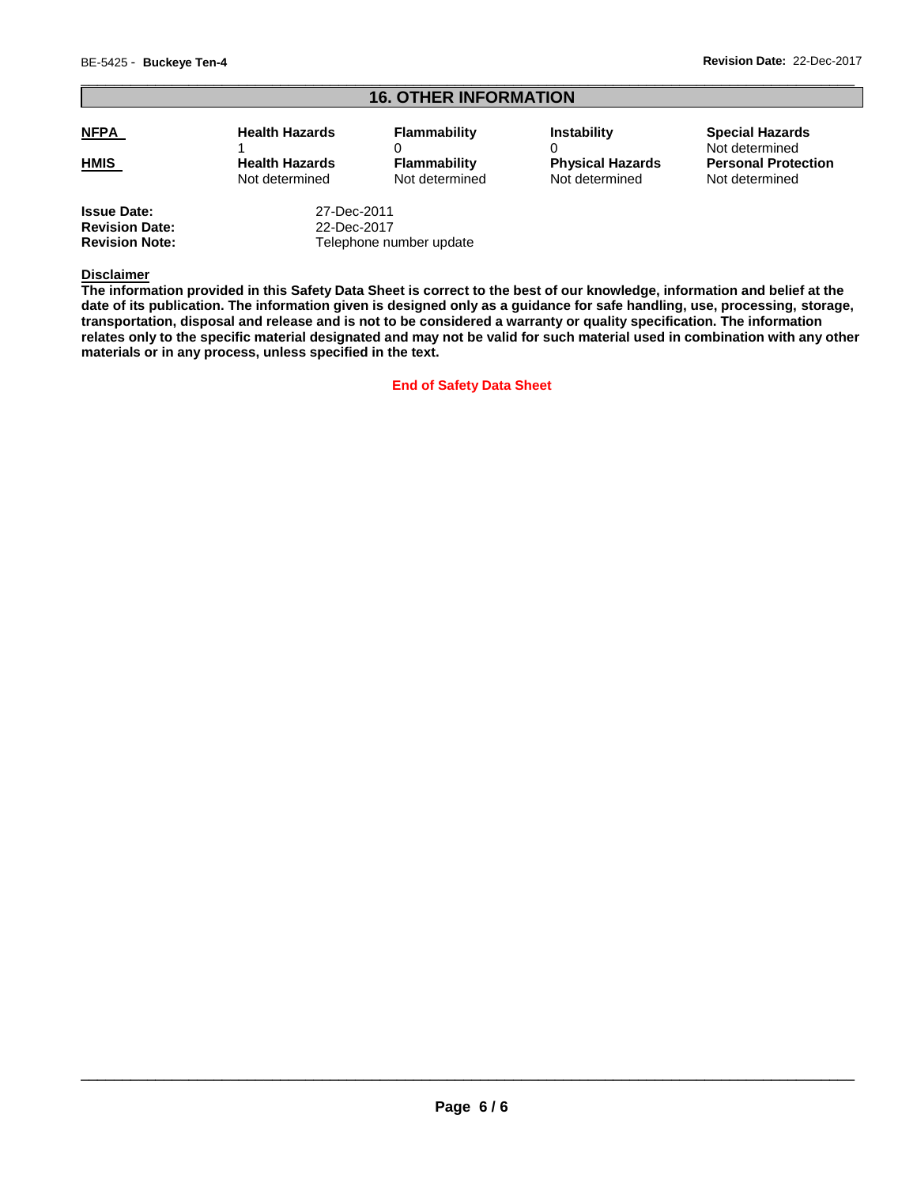## 16. OTHER INFORMATION

| | | | | |
|---|---|---|---|---|
| **NFPA** | **Health Hazards**<br>1 | **Flammability**<br>0 | **Instability**<br>0 | **Special Hazards**<br>Not determined |
| **HMIS** | **Health Hazards**<br>Not determined | **Flammability**<br>Not determined | **Physical Hazards**<br>Not determined | **Personal Protection**<br>Not determined |

**Issue Date:** 27-Dec-2011
**Revision Date:** 22-Dec-2017
**Revision Note:** Telephone number update

**Disclaimer**

**The information provided in this Safety Data Sheet is correct to the best of our knowledge, information and belief at the date of its publication. The information given is designed only as a guidance for safe handling, use, processing, storage, transportation, disposal and release and is not to be considered a warranty or quality specification. The information relates only to the specific material designated and may not be valid for such material used in combination with any other materials or in any process, unless specified in the text.**

**End of Safety Data Sheet**